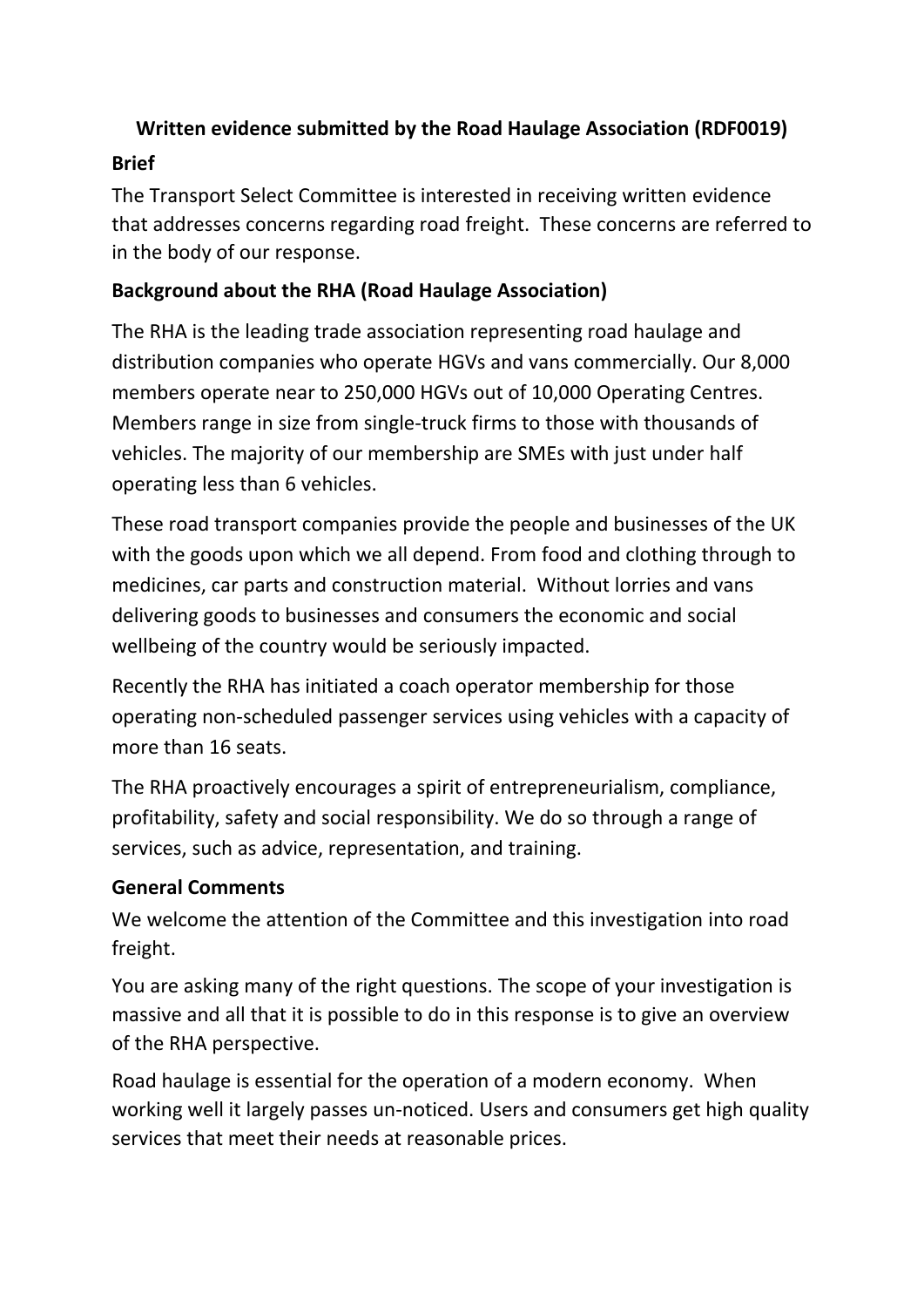# Written evidence submitted by the Road Haulage Association (RDF0019)

## Brief

The Transport Select Committee is interested in receiving written evidence that addresses concerns regarding road freight. These concerns are referred to in the body of our response.

## Background about the RHA (Road Haulage Association)

The RHA is the leading trade association representing road haulage and distribution companies who operate HGVs and vans commercially. Our 8,000 members operate near to 250,000 HGVs out of 10,000 Operating Centres. Members range in size from single-truck firms to those with thousands of vehicles. The majority of our membership are SMEs with just under half operating less than 6 vehicles.

These road transport companies provide the people and businesses of the UK with the goods upon which we all depend. From food and clothing through to medicines, car parts and construction material. Without lorries and vans delivering goods to businesses and consumers the economic and social wellbeing of the country would be seriously impacted.

Recently the RHA has initiated a coach operator membership for those operating non-scheduled passenger services using vehicles with a capacity of more than 16 seats.

The RHA proactively encourages a spirit of entrepreneurialism, compliance, profitability, safety and social responsibility. We do so through a range of services, such as advice, representation, and training.

## General Comments

We welcome the attention of the Committee and this investigation into road freight.

You are asking many of the right questions. The scope of your investigation is massive and all that it is possible to do in this response is to give an overview of the RHA perspective.

Road haulage is essential for the operation of a modern economy. When working well it largely passes un-noticed. Users and consumers get high quality services that meet their needs at reasonable prices.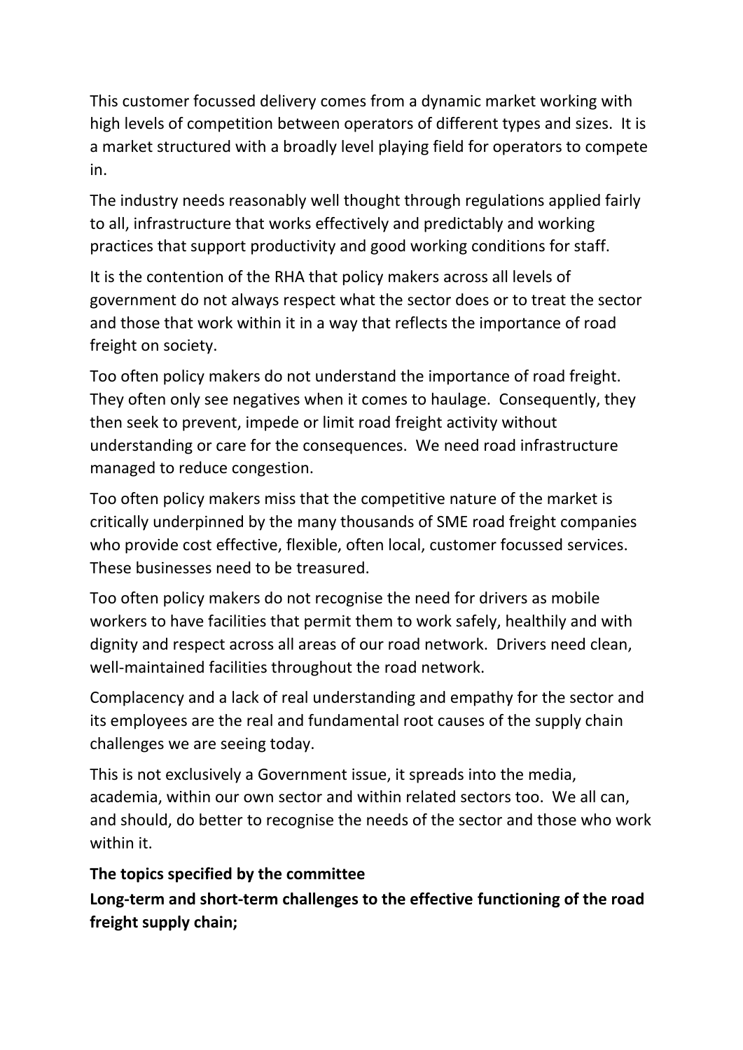This customer focussed delivery comes from a dynamic market working with high levels of competition between operators of different types and sizes. It is a market structured with a broadly level playing field for operators to compete in.

The industry needs reasonably well thought through regulations applied fairly to all, infrastructure that works effectively and predictably and working practices that support productivity and good working conditions for staff.

It is the contention of the RHA that policy makers across all levels of government do not always respect what the sector does or to treat the sector and those that work within it in a way that reflects the importance of road freight on society.

Too often policy makers do not understand the importance of road freight. They often only see negatives when it comes to haulage. Consequently, they then seek to prevent, impede or limit road freight activity without understanding or care for the consequences. We need road infrastructure managed to reduce congestion.

Too often policy makers miss that the competitive nature of the market is critically underpinned by the many thousands of SME road freight companies who provide cost effective, flexible, often local, customer focussed services. These businesses need to be treasured.

Too often policy makers do not recognise the need for drivers as mobile workers to have facilities that permit them to work safely, healthily and with dignity and respect across all areas of our road network. Drivers need clean, well-maintained facilities throughout the road network.

Complacency and a lack of real understanding and empathy for the sector and its employees are the real and fundamental root causes of the supply chain challenges we are seeing today.

This is not exclusively a Government issue, it spreads into the media, academia, within our own sector and within related sectors too. We all can, and should, do better to recognise the needs of the sector and those who work within it.

**The topics specified by the committee**

**Long-term and short-term challenges to the effective functioning of the road freight supply chain;**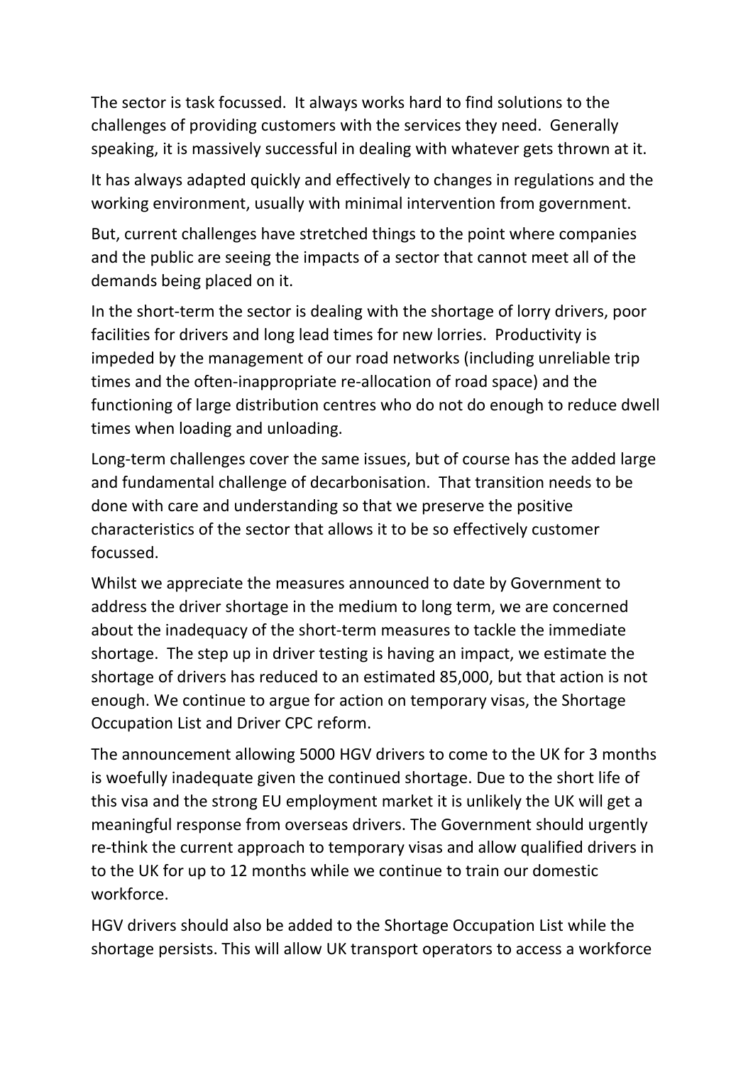The sector is task focussed. It always works hard to find solutions to the challenges of providing customers with the services they need. Generally speaking, it is massively successful in dealing with whatever gets thrown at it.

It has always adapted quickly and effectively to changes in regulations and the working environment, usually with minimal intervention from government.

But, current challenges have stretched things to the point where companies and the public are seeing the impacts of a sector that cannot meet all of the demands being placed on it.

In the short-term the sector is dealing with the shortage of lorry drivers, poor facilities for drivers and long lead times for new lorries. Productivity is impeded by the management of our road networks (including unreliable trip times and the often-inappropriate re-allocation of road space) and the functioning of large distribution centres who do not do enough to reduce dwell times when loading and unloading.

Long-term challenges cover the same issues, but of course has the added large and fundamental challenge of decarbonisation. That transition needs to be done with care and understanding so that we preserve the positive characteristics of the sector that allows it to be so effectively customer focussed.

Whilst we appreciate the measures announced to date by Government to address the driver shortage in the medium to long term, we are concerned about the inadequacy of the short-term measures to tackle the immediate shortage. The step up in driver testing is having an impact, we estimate the shortage of drivers has reduced to an estimated 85,000, but that action is not enough. We continue to argue for action on temporary visas, the Shortage Occupation List and Driver CPC reform.

The announcement allowing 5000 HGV drivers to come to the UK for 3 months is woefully inadequate given the continued shortage. Due to the short life of this visa and the strong EU employment market it is unlikely the UK will get a meaningful response from overseas drivers. The Government should urgently re-think the current approach to temporary visas and allow qualified drivers in to the UK for up to 12 months while we continue to train our domestic workforce.

HGV drivers should also be added to the Shortage Occupation List while the shortage persists. This will allow UK transport operators to access a workforce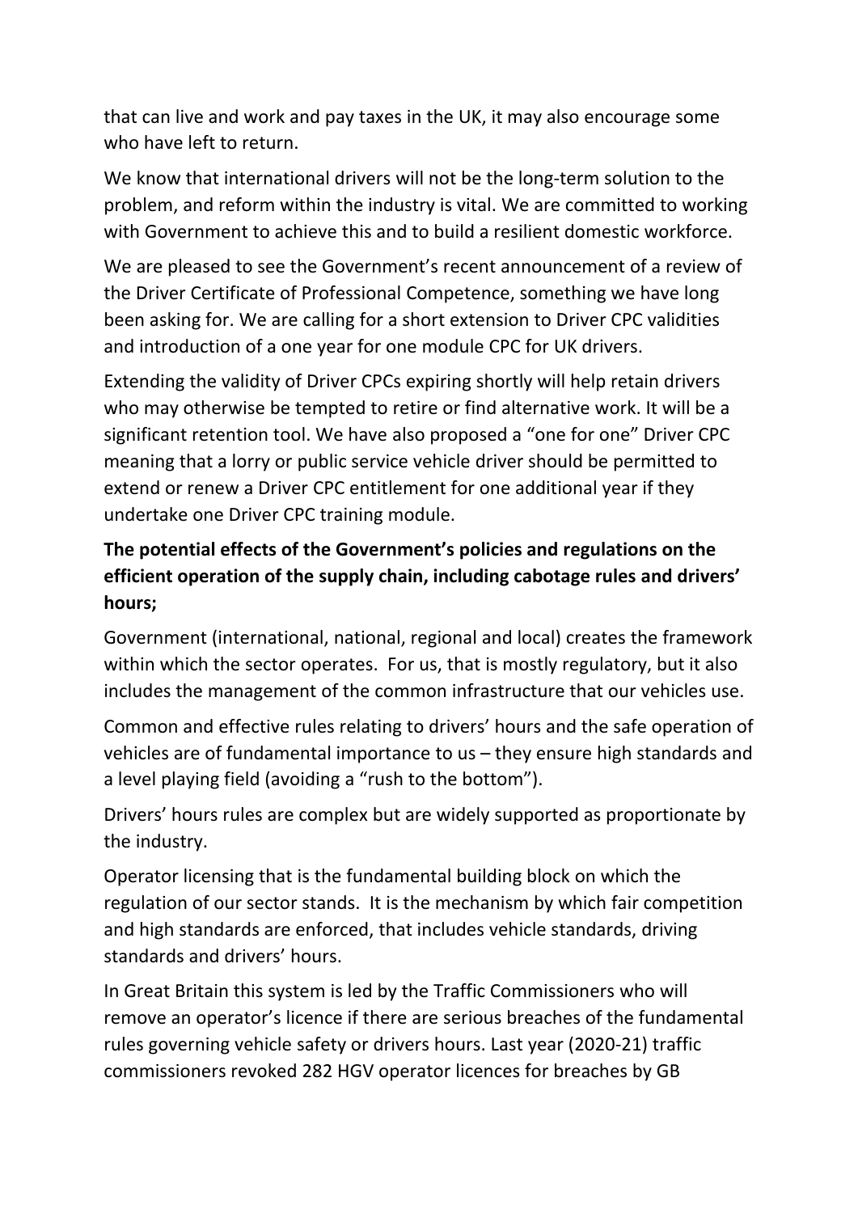that can live and work and pay taxes in the UK, it may also encourage some who have left to return.

We know that international drivers will not be the long-term solution to the problem, and reform within the industry is vital. We are committed to working with Government to achieve this and to build a resilient domestic workforce.

We are pleased to see the Government's recent announcement of a review of the Driver Certificate of Professional Competence, something we have long been asking for. We are calling for a short extension to Driver CPC validities and introduction of a one year for one module CPC for UK drivers.

Extending the validity of Driver CPCs expiring shortly will help retain drivers who may otherwise be tempted to retire or find alternative work. It will be a significant retention tool. We have also proposed a "one for one" Driver CPC meaning that a lorry or public service vehicle driver should be permitted to extend or renew a Driver CPC entitlement for one additional year if they undertake one Driver CPC training module.

**The potential effects of the Government's policies and regulations on the efficient operation of the supply chain, including cabotage rules and drivers' hours;**

Government (international, national, regional and local) creates the framework within which the sector operates. For us, that is mostly regulatory, but it also includes the management of the common infrastructure that our vehicles use.

Common and effective rules relating to drivers' hours and the safe operation of vehicles are of fundamental importance to us – they ensure high standards and a level playing field (avoiding a "rush to the bottom").

Drivers' hours rules are complex but are widely supported as proportionate by the industry.

Operator licensing that is the fundamental building block on which the regulation of our sector stands. It is the mechanism by which fair competition and high standards are enforced, that includes vehicle standards, driving standards and drivers' hours.

In Great Britain this system is led by the Traffic Commissioners who will remove an operator's licence if there are serious breaches of the fundamental rules governing vehicle safety or drivers hours. Last year (2020-21) traffic commissioners revoked 282 HGV operator licences for breaches by GB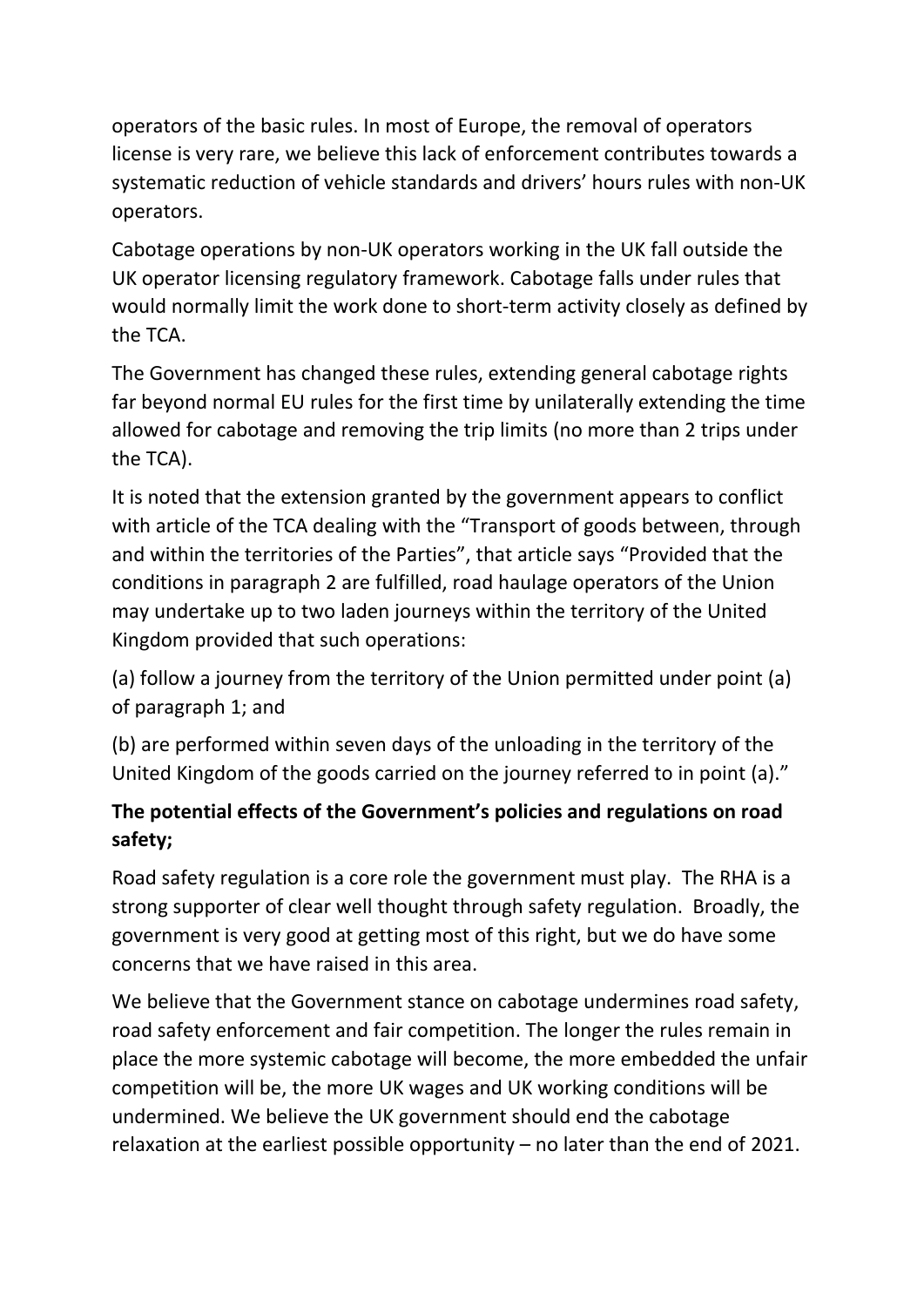operators of the basic rules. In most of Europe, the removal of operators license is very rare, we believe this lack of enforcement contributes towards a systematic reduction of vehicle standards and drivers' hours rules with non-UK operators.

Cabotage operations by non-UK operators working in the UK fall outside the UK operator licensing regulatory framework. Cabotage falls under rules that would normally limit the work done to short-term activity closely as defined by the TCA.

The Government has changed these rules, extending general cabotage rights far beyond normal EU rules for the first time by unilaterally extending the time allowed for cabotage and removing the trip limits (no more than 2 trips under the TCA).

It is noted that the extension granted by the government appears to conflict with article of the TCA dealing with the "Transport of goods between, through and within the territories of the Parties", that article says "Provided that the conditions in paragraph 2 are fulfilled, road haulage operators of the Union may undertake up to two laden journeys within the territory of the United Kingdom provided that such operations:

(a) follow a journey from the territory of the Union permitted under point (a) of paragraph 1; and

(b) are performed within seven days of the unloading in the territory of the United Kingdom of the goods carried on the journey referred to in point (a)."

**The potential effects of the Government's policies and regulations on road safety;**

Road safety regulation is a core role the government must play. The RHA is a strong supporter of clear well thought through safety regulation. Broadly, the government is very good at getting most of this right, but we do have some concerns that we have raised in this area.

We believe that the Government stance on cabotage undermines road safety, road safety enforcement and fair competition. The longer the rules remain in place the more systemic cabotage will become, the more embedded the unfair competition will be, the more UK wages and UK working conditions will be undermined. We believe the UK government should end the cabotage relaxation at the earliest possible opportunity – no later than the end of 2021.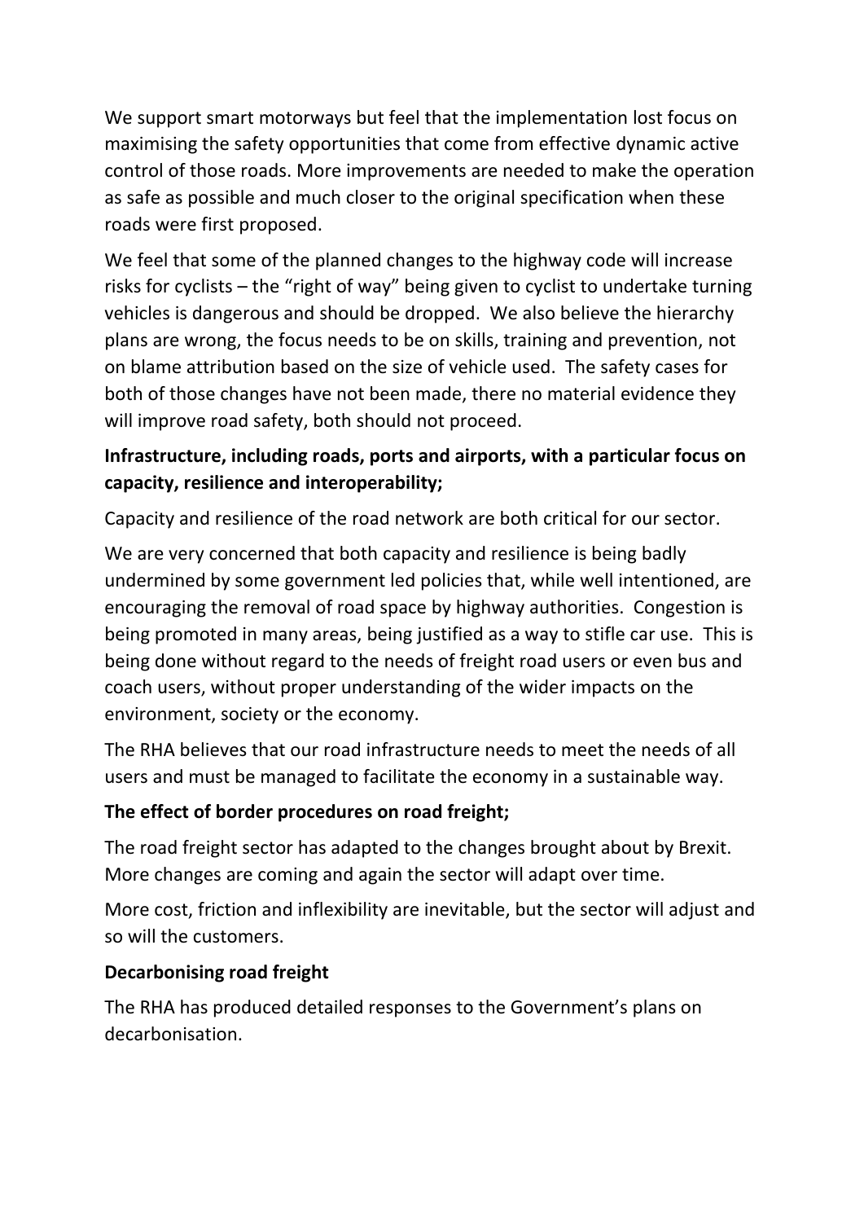We support smart motorways but feel that the implementation lost focus on maximising the safety opportunities that come from effective dynamic active control of those roads. More improvements are needed to make the operation as safe as possible and much closer to the original specification when these roads were first proposed.

We feel that some of the planned changes to the highway code will increase risks for cyclists – the "right of way" being given to cyclist to undertake turning vehicles is dangerous and should be dropped. We also believe the hierarchy plans are wrong, the focus needs to be on skills, training and prevention, not on blame attribution based on the size of vehicle used. The safety cases for both of those changes have not been made, there no material evidence they will improve road safety, both should not proceed.

**Infrastructure, including roads, ports and airports, with a particular focus on capacity, resilience and interoperability;**

Capacity and resilience of the road network are both critical for our sector.

We are very concerned that both capacity and resilience is being badly undermined by some government led policies that, while well intentioned, are encouraging the removal of road space by highway authorities. Congestion is being promoted in many areas, being justified as a way to stifle car use. This is being done without regard to the needs of freight road users or even bus and coach users, without proper understanding of the wider impacts on the environment, society or the economy.

The RHA believes that our road infrastructure needs to meet the needs of all users and must be managed to facilitate the economy in a sustainable way.

**The effect of border procedures on road freight;**

The road freight sector has adapted to the changes brought about by Brexit. More changes are coming and again the sector will adapt over time.

More cost, friction and inflexibility are inevitable, but the sector will adjust and so will the customers.

**Decarbonising road freight**

The RHA has produced detailed responses to the Government's plans on decarbonisation.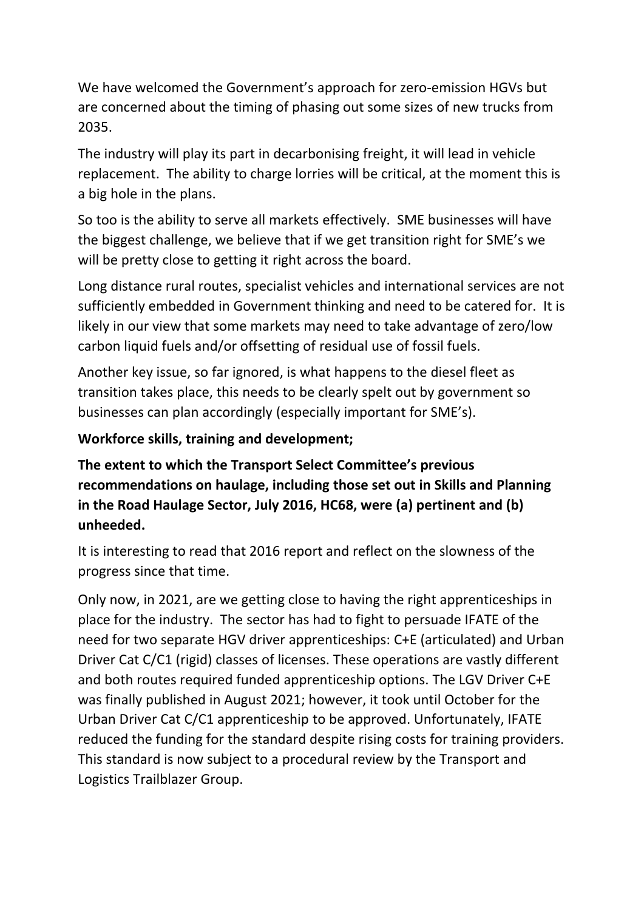We have welcomed the Government's approach for zero-emission HGVs but are concerned about the timing of phasing out some sizes of new trucks from 2035.

The industry will play its part in decarbonising freight, it will lead in vehicle replacement. The ability to charge lorries will be critical, at the moment this is a big hole in the plans.

So too is the ability to serve all markets effectively. SME businesses will have the biggest challenge, we believe that if we get transition right for SME's we will be pretty close to getting it right across the board.

Long distance rural routes, specialist vehicles and international services are not sufficiently embedded in Government thinking and need to be catered for. It is likely in our view that some markets may need to take advantage of zero/low carbon liquid fuels and/or offsetting of residual use of fossil fuels.

Another key issue, so far ignored, is what happens to the diesel fleet as transition takes place, this needs to be clearly spelt out by government so businesses can plan accordingly (especially important for SME's).

**Workforce skills, training and development;**

**The extent to which the Transport Select Committee's previous recommendations on haulage, including those set out in Skills and Planning in the Road Haulage Sector, July 2016, HC68, were (a) pertinent and (b) unheeded.**

It is interesting to read that 2016 report and reflect on the slowness of the progress since that time.

Only now, in 2021, are we getting close to having the right apprenticeships in place for the industry. The sector has had to fight to persuade IFATE of the need for two separate HGV driver apprenticeships: C+E (articulated) and Urban Driver Cat C/C1 (rigid) classes of licenses. These operations are vastly different and both routes required funded apprenticeship options. The LGV Driver C+E was finally published in August 2021; however, it took until October for the Urban Driver Cat C/C1 apprenticeship to be approved. Unfortunately, IFATE reduced the funding for the standard despite rising costs for training providers. This standard is now subject to a procedural review by the Transport and Logistics Trailblazer Group.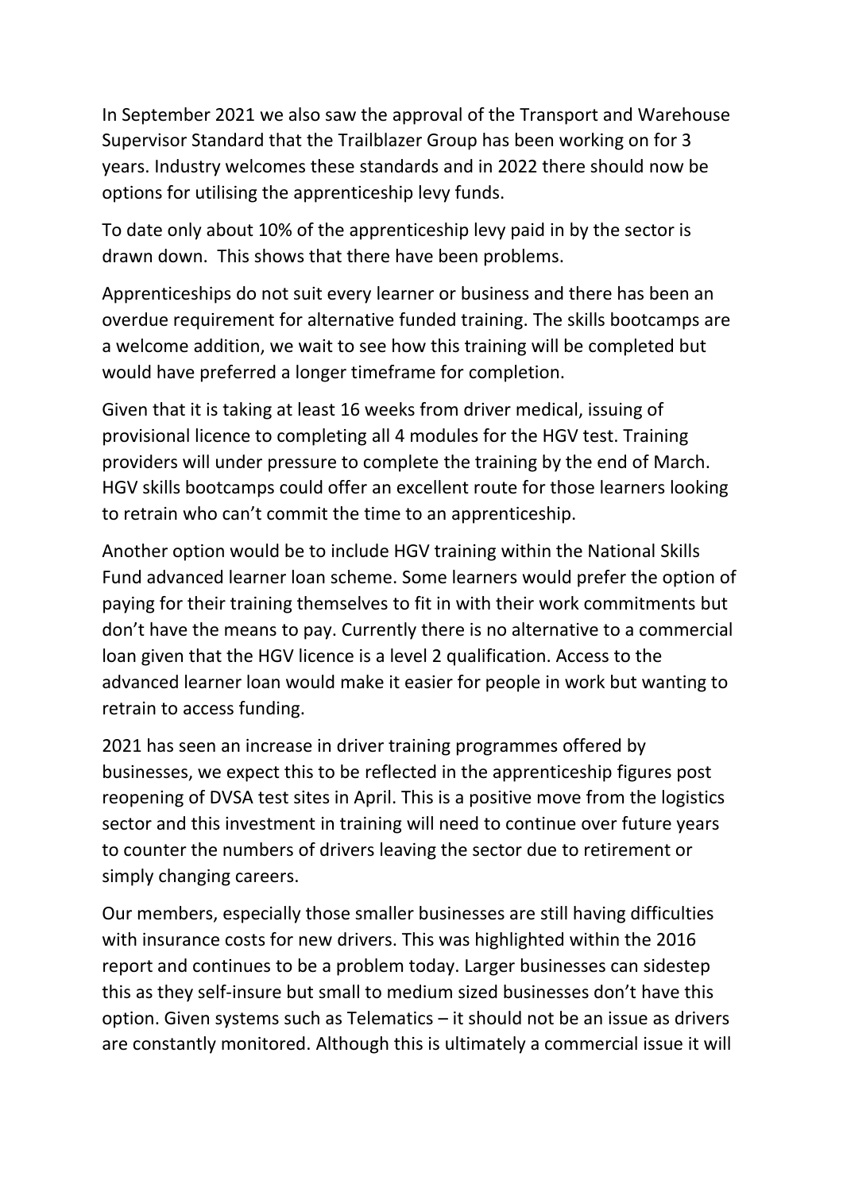In September 2021 we also saw the approval of the Transport and Warehouse Supervisor Standard that the Trailblazer Group has been working on for 3 years. Industry welcomes these standards and in 2022 there should now be options for utilising the apprenticeship levy funds.

To date only about 10% of the apprenticeship levy paid in by the sector is drawn down. This shows that there have been problems.

Apprenticeships do not suit every learner or business and there has been an overdue requirement for alternative funded training. The skills bootcamps are a welcome addition, we wait to see how this training will be completed but would have preferred a longer timeframe for completion.

Given that it is taking at least 16 weeks from driver medical, issuing of provisional licence to completing all 4 modules for the HGV test. Training providers will under pressure to complete the training by the end of March. HGV skills bootcamps could offer an excellent route for those learners looking to retrain who can't commit the time to an apprenticeship.

Another option would be to include HGV training within the National Skills Fund advanced learner loan scheme. Some learners would prefer the option of paying for their training themselves to fit in with their work commitments but don't have the means to pay. Currently there is no alternative to a commercial loan given that the HGV licence is a level 2 qualification. Access to the advanced learner loan would make it easier for people in work but wanting to retrain to access funding.

2021 has seen an increase in driver training programmes offered by businesses, we expect this to be reflected in the apprenticeship figures post reopening of DVSA test sites in April. This is a positive move from the logistics sector and this investment in training will need to continue over future years to counter the numbers of drivers leaving the sector due to retirement or simply changing careers.

Our members, especially those smaller businesses are still having difficulties with insurance costs for new drivers. This was highlighted within the 2016 report and continues to be a problem today. Larger businesses can sidestep this as they self-insure but small to medium sized businesses don't have this option. Given systems such as Telematics – it should not be an issue as drivers are constantly monitored. Although this is ultimately a commercial issue it will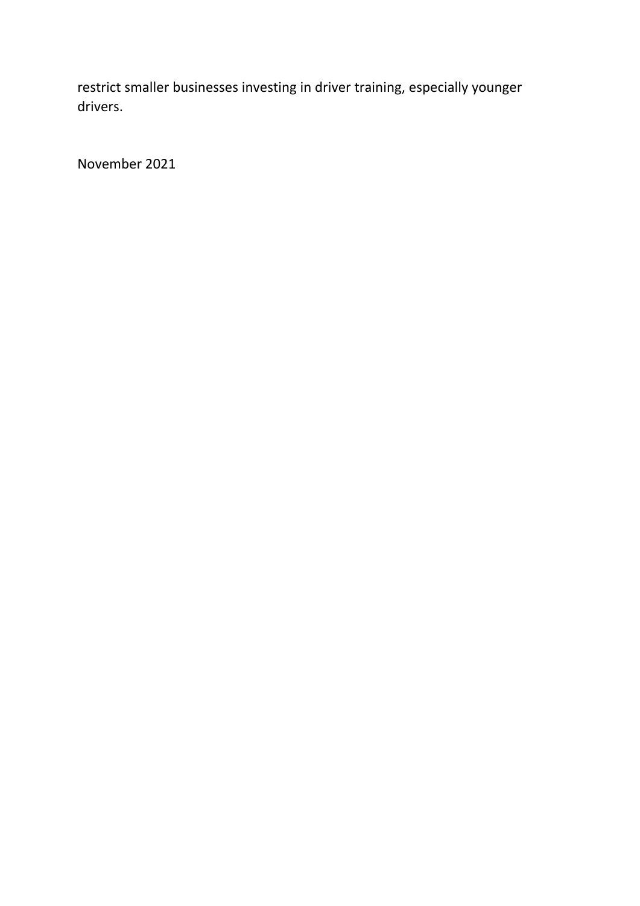restrict smaller businesses investing in driver training, especially younger drivers.

November 2021